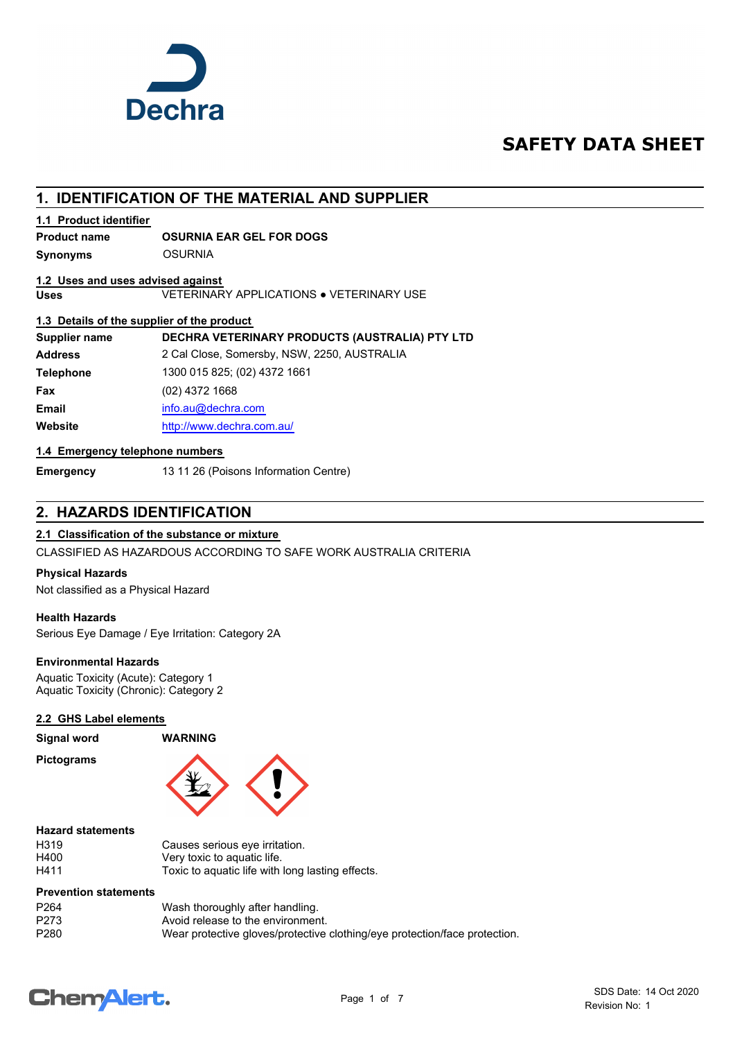Dechra

# SAFETY DATA SHEET

## 1. IDENTIFICATION OF THE MATERIAL AND SUPPLIER

### 1.1 Product identifier

| | |
|---|---|
| **Product name** | **OSURNIA EAR GEL FOR DOGS** |
| **Synonyms** | OSURNIA |

### 1.2 Uses and uses advised against

| | |
|---|---|
| **Uses** | VETERINARY APPLICATIONS ● VETERINARY USE |

### 1.3 Details of the supplier of the product

| | |
|---|---|
| **Supplier name** | **DECHRA VETERINARY PRODUCTS (AUSTRALIA) PTY LTD** |
| **Address** | 2 Cal Close, Somersby, NSW, 2250, AUSTRALIA |
| **Telephone** | 1300 015 825; (02) 4372 1661 |
| **Fax** | (02) 4372 1668 |
| **Email** | info.au@dechra.com |
| **Website** | http://www.dechra.com.au/ |

### 1.4 Emergency telephone numbers

| | |
|---|---|
| **Emergency** | 13 11 26 (Poisons Information Centre) |

## 2. HAZARDS IDENTIFICATION

### 2.1 Classification of the substance or mixture

CLASSIFIED AS HAZARDOUS ACCORDING TO SAFE WORK AUSTRALIA CRITERIA

**Physical Hazards**

Not classified as a Physical Hazard

**Health Hazards**

Serious Eye Damage / Eye Irritation: Category 2A

**Environmental Hazards**

Aquatic Toxicity (Acute): Category 1
Aquatic Toxicity (Chronic): Category 2

### 2.2 GHS Label elements

**Signal word** **WARNING**

**Pictograms**

**Hazard statements**

| | |
|---|---|
| H319 | Causes serious eye irritation. |
| H400 | Very toxic to aquatic life. |
| H411 | Toxic to aquatic life with long lasting effects. |

**Prevention statements**

| | |
|---|---|
| P264 | Wash thoroughly after handling. |
| P273 | Avoid release to the environment. |
| P280 | Wear protective gloves/protective clothing/eye protection/face protection. |

SDS Date: 14 Oct 2020
Revision No: 1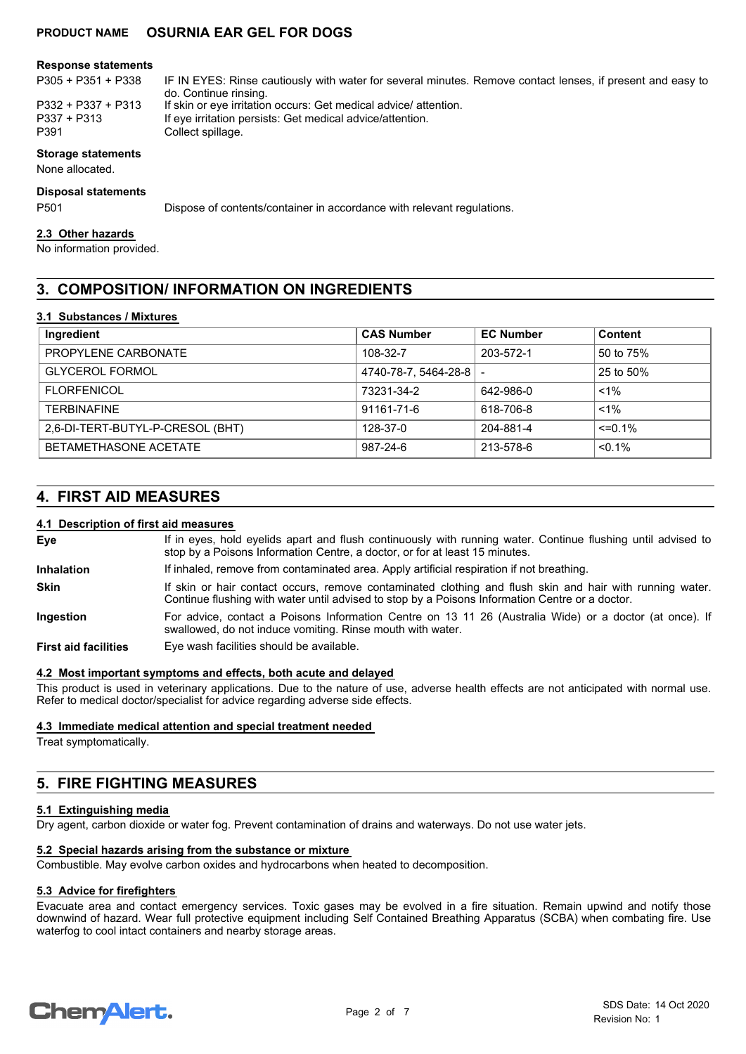**Response statements**

| | |
|---|---|
| P305 + P351 + P338 | IF IN EYES: Rinse cautiously with water for several minutes. Remove contact lenses, if present and easy to do. Continue rinsing. |
| P332 + P337 + P313 | If skin or eye irritation occurs: Get medical advice/ attention. |
| P337 + P313 | If eye irritation persists: Get medical advice/attention. |
| P391 | Collect spillage. |

**Storage statements**

None allocated.

**Disposal statements**

| | |
|---|---|
| P501 | Dispose of contents/container in accordance with relevant regulations. |

### 2.3 Other hazards

No information provided.

## 3. COMPOSITION/ INFORMATION ON INGREDIENTS

### 3.1 Substances / Mixtures

| Ingredient | CAS Number | EC Number | Content |
|---|---|---|---|
| PROPYLENE CARBONATE | 108-32-7 | 203-572-1 | 50 to 75% |
| GLYCEROL FORMOL | 4740-78-7, 5464-28-8 | - | 25 to 50% |
| FLORFENICOL | 73231-34-2 | 642-986-0 | <1% |
| TERBINAFINE | 91161-71-6 | 618-706-8 | <1% |
| 2,6-DI-TERT-BUTYL-P-CRESOL (BHT) | 128-37-0 | 204-881-4 | <=0.1% |
| BETAMETHASONE ACETATE | 987-24-6 | 213-578-6 | <0.1% |

## 4. FIRST AID MEASURES

### 4.1 Description of first aid measures

**Eye** — If in eyes, hold eyelids apart and flush continuously with running water. Continue flushing until advised to stop by a Poisons Information Centre, a doctor, or for at least 15 minutes.

**Inhalation** — If inhaled, remove from contaminated area. Apply artificial respiration if not breathing.

**Skin** — If skin or hair contact occurs, remove contaminated clothing and flush skin and hair with running water. Continue flushing with water until advised to stop by a Poisons Information Centre or a doctor.

**Ingestion** — For advice, contact a Poisons Information Centre on 13 11 26 (Australia Wide) or a doctor (at once). If swallowed, do not induce vomiting. Rinse mouth with water.

**First aid facilities** — Eye wash facilities should be available.

### 4.2 Most important symptoms and effects, both acute and delayed

This product is used in veterinary applications. Due to the nature of use, adverse health effects are not anticipated with normal use. Refer to medical doctor/specialist for advice regarding adverse side effects.

### 4.3 Immediate medical attention and special treatment needed

Treat symptomatically.

## 5. FIRE FIGHTING MEASURES

### 5.1 Extinguishing media

Dry agent, carbon dioxide or water fog. Prevent contamination of drains and waterways. Do not use water jets.

### 5.2 Special hazards arising from the substance or mixture

Combustible. May evolve carbon oxides and hydrocarbons when heated to decomposition.

### 5.3 Advice for firefighters

Evacuate area and contact emergency services. Toxic gases may be evolved in a fire situation. Remain upwind and notify those downwind of hazard. Wear full protective equipment including Self Contained Breathing Apparatus (SCBA) when combating fire. Use waterfog to cool intact containers and nearby storage areas.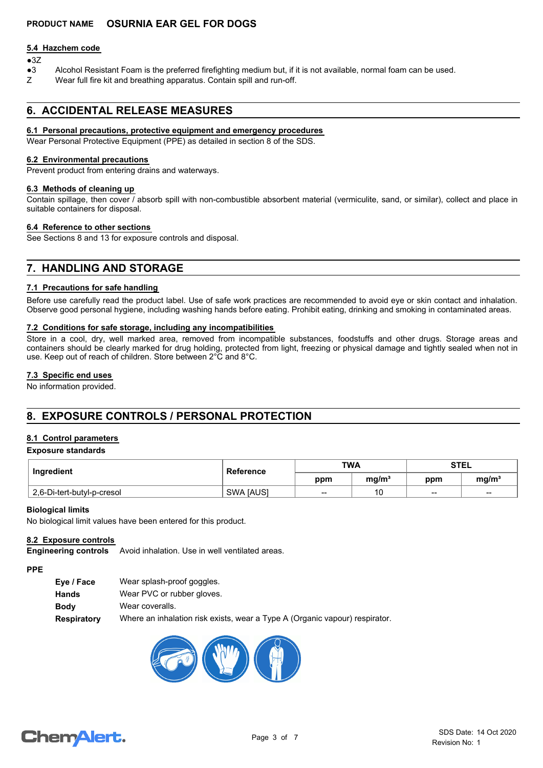### 5.4 Hazchem code

●3Z

●3 Alcohol Resistant Foam is the preferred firefighting medium but, if it is not available, normal foam can be used.

Z Wear full fire kit and breathing apparatus. Contain spill and run-off.

## 6. ACCIDENTAL RELEASE MEASURES

### 6.1 Personal precautions, protective equipment and emergency procedures

Wear Personal Protective Equipment (PPE) as detailed in section 8 of the SDS.

### 6.2 Environmental precautions

Prevent product from entering drains and waterways.

### 6.3 Methods of cleaning up

Contain spillage, then cover / absorb spill with non-combustible absorbent material (vermiculite, sand, or similar), collect and place in suitable containers for disposal.

### 6.4 Reference to other sections

See Sections 8 and 13 for exposure controls and disposal.

## 7. HANDLING AND STORAGE

### 7.1 Precautions for safe handling

Before use carefully read the product label. Use of safe work practices are recommended to avoid eye or skin contact and inhalation. Observe good personal hygiene, including washing hands before eating. Prohibit eating, drinking and smoking in contaminated areas.

### 7.2 Conditions for safe storage, including any incompatibilities

Store in a cool, dry, well marked area, removed from incompatible substances, foodstuffs and other drugs. Storage areas and containers should be clearly marked for drug holding, protected from light, freezing or physical damage and tightly sealed when not in use. Keep out of reach of children. Store between 2°C and 8°C.

### 7.3 Specific end uses

No information provided.

## 8. EXPOSURE CONTROLS / PERSONAL PROTECTION

### 8.1 Control parameters

**Exposure standards**

| Ingredient | Reference | TWA | | STEL | |
|---|---|---|---|---|---|
| | | ppm | mg/m³ | ppm | mg/m³ |
| 2,6-Di-tert-butyl-p-cresol | SWA [AUS] | -- | 10 | -- | -- |

**Biological limits**

No biological limit values have been entered for this product.

### 8.2 Exposure controls

**Engineering controls** Avoid inhalation. Use in well ventilated areas.

**PPE**

- **Eye / Face** Wear splash-proof goggles.
- **Hands** Wear PVC or rubber gloves.
- **Body** Wear coveralls.
- **Respiratory** Where an inhalation risk exists, wear a Type A (Organic vapour) respirator.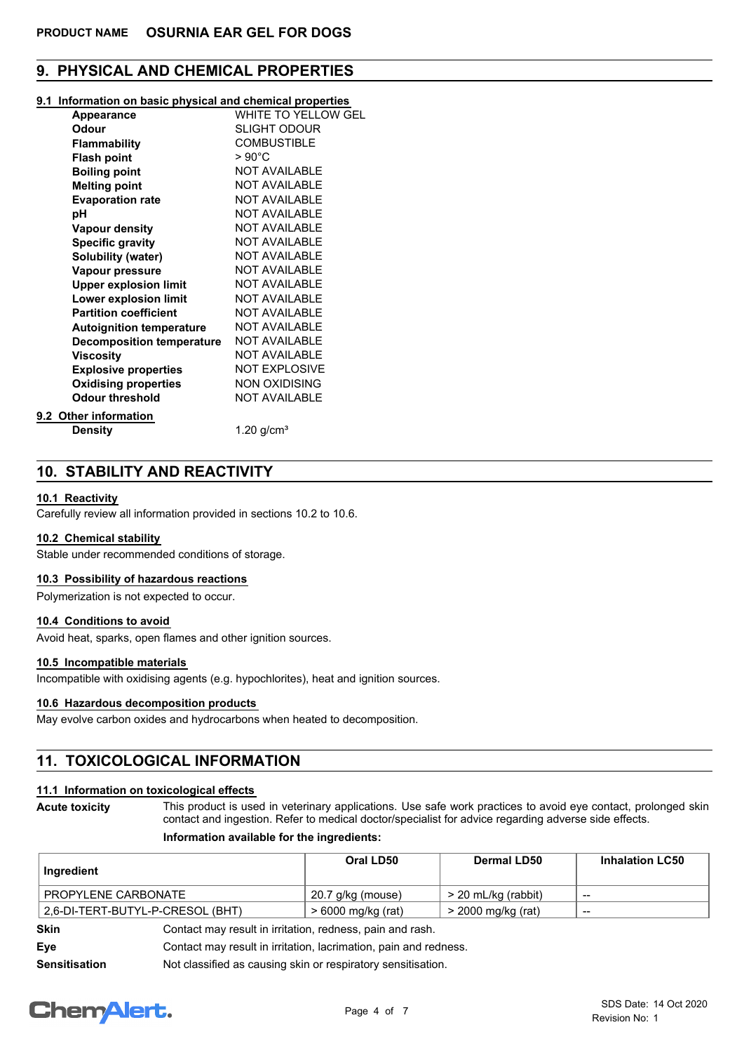**PRODUCT NAME** **OSURNIA EAR GEL FOR DOGS**

## 9. PHYSICAL AND CHEMICAL PROPERTIES

### 9.1 Information on basic physical and chemical properties

| | |
|---|---|
| **Appearance** | WHITE TO YELLOW GEL |
| **Odour** | SLIGHT ODOUR |
| **Flammability** | COMBUSTIBLE |
| **Flash point** | > 90°C |
| **Boiling point** | NOT AVAILABLE |
| **Melting point** | NOT AVAILABLE |
| **Evaporation rate** | NOT AVAILABLE |
| **pH** | NOT AVAILABLE |
| **Vapour density** | NOT AVAILABLE |
| **Specific gravity** | NOT AVAILABLE |
| **Solubility (water)** | NOT AVAILABLE |
| **Vapour pressure** | NOT AVAILABLE |
| **Upper explosion limit** | NOT AVAILABLE |
| **Lower explosion limit** | NOT AVAILABLE |
| **Partition coefficient** | NOT AVAILABLE |
| **Autoignition temperature** | NOT AVAILABLE |
| **Decomposition temperature** | NOT AVAILABLE |
| **Viscosity** | NOT AVAILABLE |
| **Explosive properties** | NOT EXPLOSIVE |
| **Oxidising properties** | NON OXIDISING |
| **Odour threshold** | NOT AVAILABLE |

### 9.2 Other information

| | |
|---|---|
| **Density** | 1.20 g/cm³ |

## 10. STABILITY AND REACTIVITY

### 10.1 Reactivity

Carefully review all information provided in sections 10.2 to 10.6.

### 10.2 Chemical stability

Stable under recommended conditions of storage.

### 10.3 Possibility of hazardous reactions

Polymerization is not expected to occur.

### 10.4 Conditions to avoid

Avoid heat, sparks, open flames and other ignition sources.

### 10.5 Incompatible materials

Incompatible with oxidising agents (e.g. hypochlorites), heat and ignition sources.

### 10.6 Hazardous decomposition products

May evolve carbon oxides and hydrocarbons when heated to decomposition.

## 11. TOXICOLOGICAL INFORMATION

### 11.1 Information on toxicological effects

**Acute toxicity** This product is used in veterinary applications. Use safe work practices to avoid eye contact, prolonged skin contact and ingestion. Refer to medical doctor/specialist for advice regarding adverse side effects.

**Information available for the ingredients:**

| Ingredient | Oral LD50 | Dermal LD50 | Inhalation LC50 |
|---|---|---|---|
| PROPYLENE CARBONATE | 20.7 g/kg (mouse) | > 20 mL/kg (rabbit) | -- |
| 2,6-DI-TERT-BUTYL-P-CRESOL (BHT) | > 6000 mg/kg (rat) | > 2000 mg/kg (rat) | -- |

**Skin** Contact may result in irritation, redness, pain and rash.

**Eye** Contact may result in irritation, lacrimation, pain and redness.

**Sensitisation** Not classified as causing skin or respiratory sensitisation.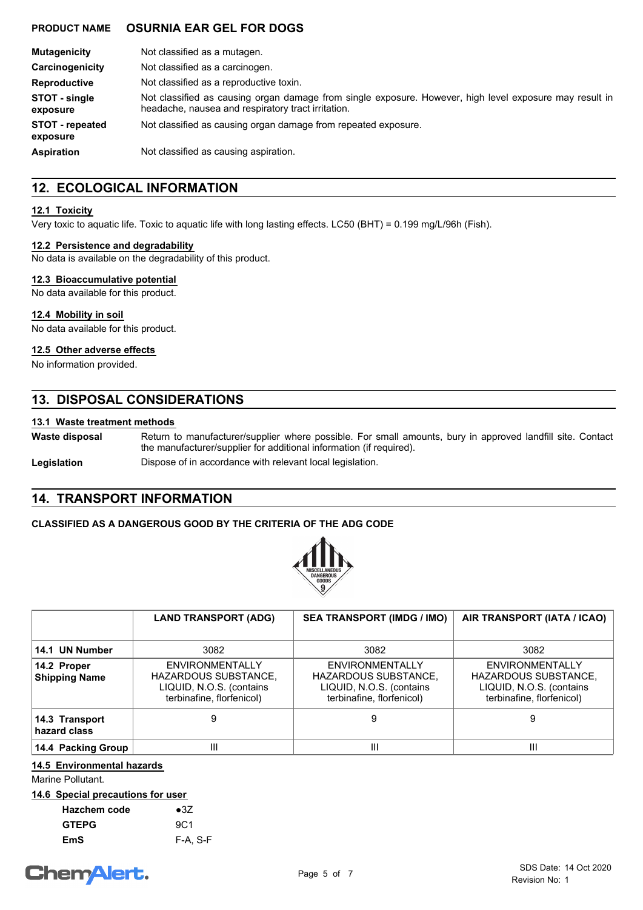| | |
|---|---|
| **Mutagenicity** | Not classified as a mutagen. |
| **Carcinogenicity** | Not classified as a carcinogen. |
| **Reproductive** | Not classified as a reproductive toxin. |
| **STOT - single exposure** | Not classified as causing organ damage from single exposure. However, high level exposure may result in headache, nausea and respiratory tract irritation. |
| **STOT - repeated exposure** | Not classified as causing organ damage from repeated exposure. |
| **Aspiration** | Not classified as causing aspiration. |

## 12. ECOLOGICAL INFORMATION

### 12.1 Toxicity

Very toxic to aquatic life. Toxic to aquatic life with long lasting effects. LC50 (BHT) = 0.199 mg/L/96h (Fish).

### 12.2 Persistence and degradability

No data is available on the degradability of this product.

### 12.3 Bioaccumulative potential

No data available for this product.

### 12.4 Mobility in soil

No data available for this product.

### 12.5 Other adverse effects

No information provided.

## 13. DISPOSAL CONSIDERATIONS

### 13.1 Waste treatment methods

| | |
|---|---|
| **Waste disposal** | Return to manufacturer/supplier where possible. For small amounts, bury in approved landfill site. Contact the manufacturer/supplier for additional information (if required). |
| **Legislation** | Dispose of in accordance with relevant local legislation. |

## 14. TRANSPORT INFORMATION

**CLASSIFIED AS A DANGEROUS GOOD BY THE CRITERIA OF THE ADG CODE**

| | LAND TRANSPORT (ADG) | SEA TRANSPORT (IMDG / IMO) | AIR TRANSPORT (IATA / ICAO) |
|---|---|---|---|
| **14.1 UN Number** | 3082 | 3082 | 3082 |
| **14.2 Proper Shipping Name** | ENVIRONMENTALLY HAZARDOUS SUBSTANCE, LIQUID, N.O.S. (contains terbinafine, florfenicol) | ENVIRONMENTALLY HAZARDOUS SUBSTANCE, LIQUID, N.O.S. (contains terbinafine, florfenicol) | ENVIRONMENTALLY HAZARDOUS SUBSTANCE, LIQUID, N.O.S. (contains terbinafine, florfenicol) |
| **14.3 Transport hazard class** | 9 | 9 | 9 |
| **14.4 Packing Group** | III | III | III |

### 14.5 Environmental hazards

Marine Pollutant.

### 14.6 Special precautions for user

| | |
|---|---|
| **Hazchem code** | ●3Z |
| **GTEPG** | 9C1 |
| **EmS** | F-A, S-F |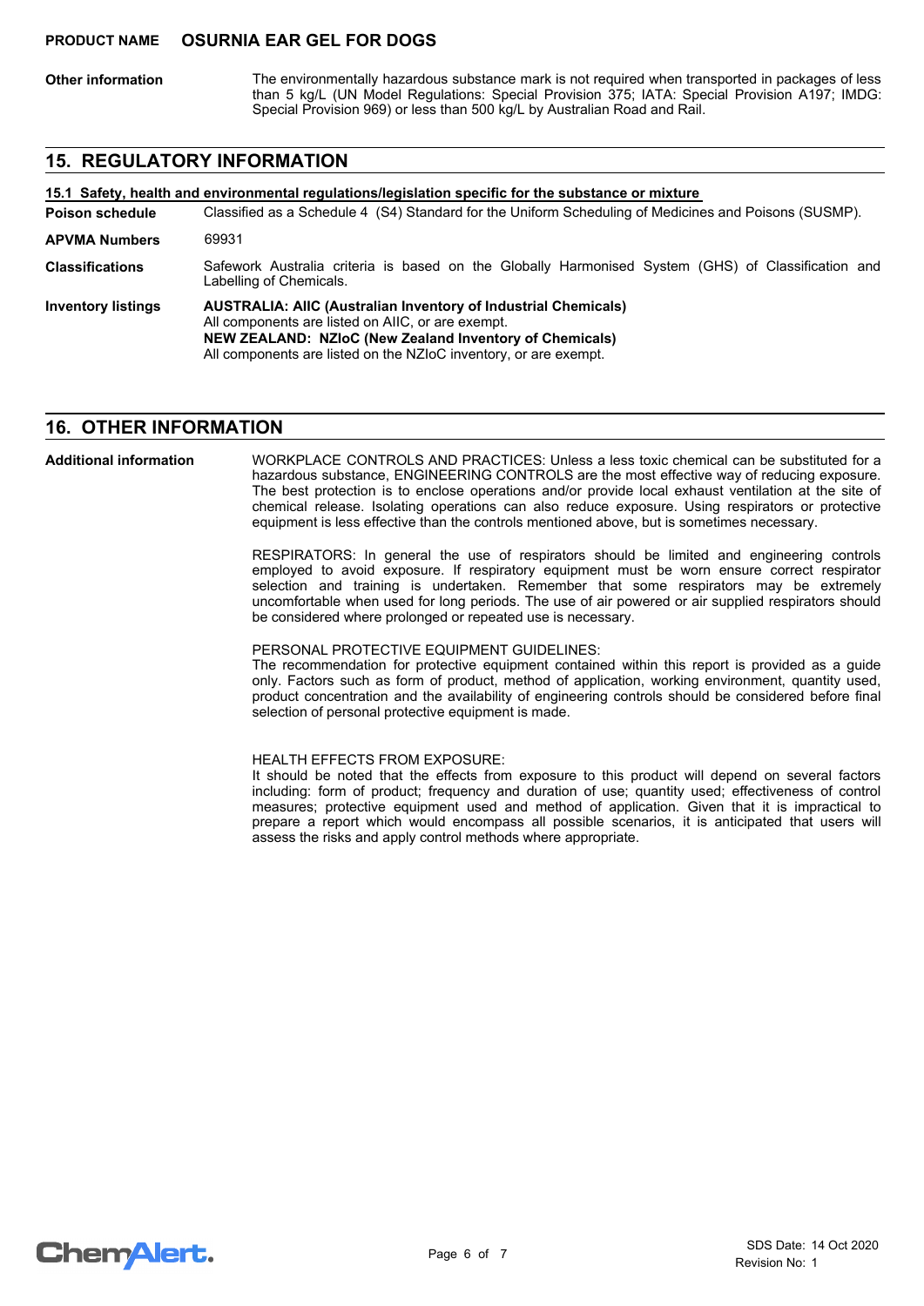**Other information** The environmentally hazardous substance mark is not required when transported in packages of less than 5 kg/L (UN Model Regulations: Special Provision 375; IATA: Special Provision A197; IMDG: Special Provision 969) or less than 500 kg/L by Australian Road and Rail.

## 15. REGULATORY INFORMATION

### 15.1 Safety, health and environmental regulations/legislation specific for the substance or mixture

**Poison schedule** Classified as a Schedule 4 (S4) Standard for the Uniform Scheduling of Medicines and Poisons (SUSMP).

**APVMA Numbers** 69931

**Classifications** Safework Australia criteria is based on the Globally Harmonised System (GHS) of Classification and Labelling of Chemicals.

**Inventory listings**

**AUSTRALIA: AIIC (Australian Inventory of Industrial Chemicals)**
All components are listed on AIIC, or are exempt.
**NEW ZEALAND: NZIoC (New Zealand Inventory of Chemicals)**
All components are listed on the NZIoC inventory, or are exempt.

## 16. OTHER INFORMATION

**Additional information**

WORKPLACE CONTROLS AND PRACTICES: Unless a less toxic chemical can be substituted for a hazardous substance, ENGINEERING CONTROLS are the most effective way of reducing exposure. The best protection is to enclose operations and/or provide local exhaust ventilation at the site of chemical release. Isolating operations can also reduce exposure. Using respirators or protective equipment is less effective than the controls mentioned above, but is sometimes necessary.

RESPIRATORS: In general the use of respirators should be limited and engineering controls employed to avoid exposure. If respiratory equipment must be worn ensure correct respirator selection and training is undertaken. Remember that some respirators may be extremely uncomfortable when used for long periods. The use of air powered or air supplied respirators should be considered where prolonged or repeated use is necessary.

PERSONAL PROTECTIVE EQUIPMENT GUIDELINES:
The recommendation for protective equipment contained within this report is provided as a guide only. Factors such as form of product, method of application, working environment, quantity used, product concentration and the availability of engineering controls should be considered before final selection of personal protective equipment is made.

HEALTH EFFECTS FROM EXPOSURE:
It should be noted that the effects from exposure to this product will depend on several factors including: form of product; frequency and duration of use; quantity used; effectiveness of control measures; protective equipment used and method of application. Given that it is impractical to prepare a report which would encompass all possible scenarios, it is anticipated that users will assess the risks and apply control methods where appropriate.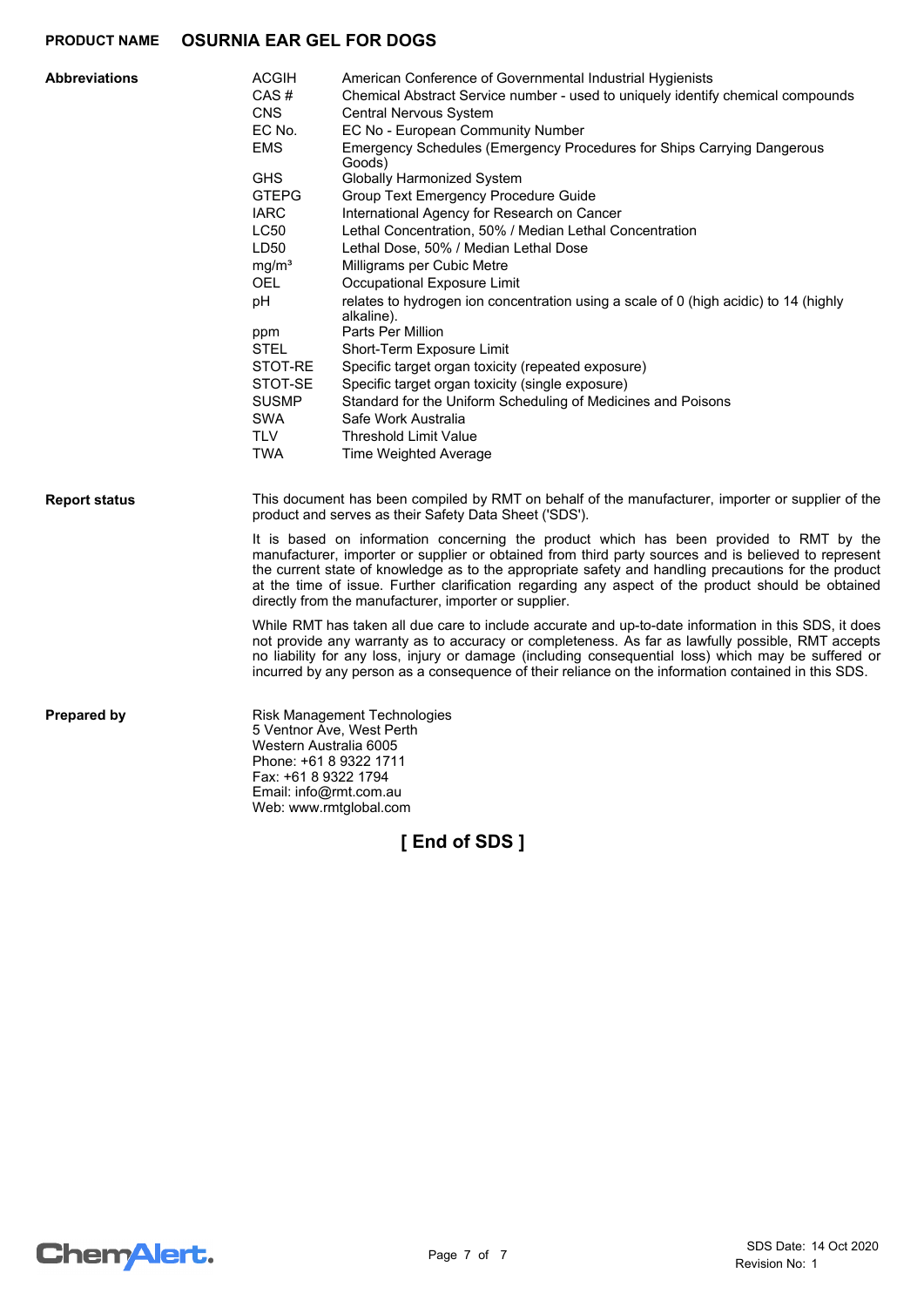**PRODUCT NAME** **OSURNIA EAR GEL FOR DOGS**

**Abbreviations**

| | |
|---|---|
| ACGIH | American Conference of Governmental Industrial Hygienists |
| CAS # | Chemical Abstract Service number - used to uniquely identify chemical compounds |
| CNS | Central Nervous System |
| EC No. | EC No - European Community Number |
| EMS | Emergency Schedules (Emergency Procedures for Ships Carrying Dangerous Goods) |
| GHS | Globally Harmonized System |
| GTEPG | Group Text Emergency Procedure Guide |
| IARC | International Agency for Research on Cancer |
| LC50 | Lethal Concentration, 50% / Median Lethal Concentration |
| LD50 | Lethal Dose, 50% / Median Lethal Dose |
| $mg/m^3$ | Milligrams per Cubic Metre |
| OEL | Occupational Exposure Limit |
| pH | relates to hydrogen ion concentration using a scale of 0 (high acidic) to 14 (highly alkaline). |
| ppm | Parts Per Million |
| STEL | Short-Term Exposure Limit |
| STOT-RE | Specific target organ toxicity (repeated exposure) |
| STOT-SE | Specific target organ toxicity (single exposure) |
| SUSMP | Standard for the Uniform Scheduling of Medicines and Poisons |
| SWA | Safe Work Australia |
| TLV | Threshold Limit Value |
| TWA | Time Weighted Average |

**Report status**

This document has been compiled by RMT on behalf of the manufacturer, importer or supplier of the product and serves as their Safety Data Sheet ('SDS').

It is based on information concerning the product which has been provided to RMT by the manufacturer, importer or supplier or obtained from third party sources and is believed to represent the current state of knowledge as to the appropriate safety and handling precautions for the product at the time of issue. Further clarification regarding any aspect of the product should be obtained directly from the manufacturer, importer or supplier.

While RMT has taken all due care to include accurate and up-to-date information in this SDS, it does not provide any warranty as to accuracy or completeness. As far as lawfully possible, RMT accepts no liability for any loss, injury or damage (including consequential loss) which may be suffered or incurred by any person as a consequence of their reliance on the information contained in this SDS.

**Prepared by**

Risk Management Technologies
5 Ventnor Ave, West Perth
Western Australia 6005
Phone: +61 8 9322 1711
Fax: +61 8 9322 1794
Email: info@rmt.com.au
Web: www.rmtglobal.com

**[ End of SDS ]**

SDS Date: 14 Oct 2020
Revision No: 1